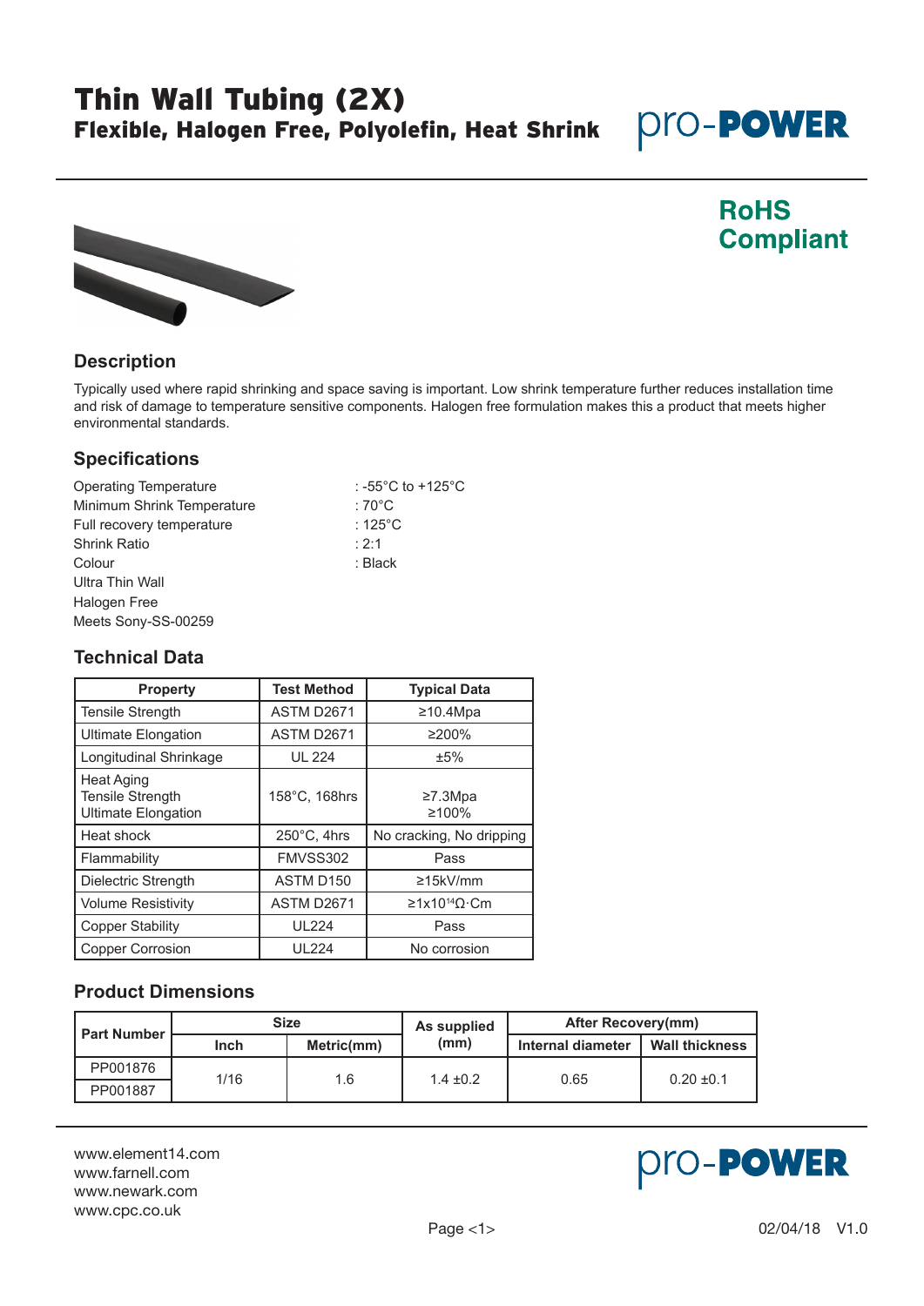# Thin Wall Tubing (2X)

## Flexible, Halogen Free, Polyolefin, Heat Shrink

pro-POWER

**RoHS Compliant**

### Description

Typically used where rapid shrinking and space saving is important. Low shrink temperature further reduces installation time and risk of damage to temperature sensitive components. Halogen free formulation makes this a product that meets higher environmental standards.

### Specifications

Operating Temperature : -55°C to +125°C
Minimum Shrink Temperature : 70°C
Full recovery temperature : 125°C
Shrink Ratio : 2:1
Colour : Black
Ultra Thin Wall
Halogen Free
Meets Sony-SS-00259

### Technical Data

| Property | Test Method | Typical Data |
|---|---|---|
| Tensile Strength | ASTM D2671 | ≥10.4Mpa |
| Ultimate Elongation | ASTM D2671 | ≥200% |
| Longitudinal Shrinkage | UL 224 | ±5% |
| Heat Aging<br>Tensile Strength<br>Ultimate Elongation | 158°C, 168hrs | ≥7.3Mpa<br>≥100% |
| Heat shock | 250°C, 4hrs | No cracking, No dripping |
| Flammability | FMVSS302 | Pass |
| Dielectric Strength | ASTM D150 | ≥15kV/mm |
| Volume Resistivity | ASTM D2671 | ≥1x10[14]Ω·Cm |
| Copper Stability | UL224 | Pass |
| Copper Corrosion | UL224 | No corrosion |

### Product Dimensions

| Part Number | Size | | As supplied (mm) | After Recovery(mm) | |
|---|---|---|---|---|---|
| | Inch | Metric(mm) | | Internal diameter | Wall thickness |
| PP001876 | 1/16 | 1.6 | 1.4 ±0.2 | 0.65 | 0.20 ±0.1 |
| PP001887 | 1/16 | 1.6 | 1.4 ±0.2 | 0.65 | 0.20 ±0.1 |

www.element14.com
www.farnell.com
www.newark.com
www.cpc.co.uk

pro-POWER

02/04/18 V1.0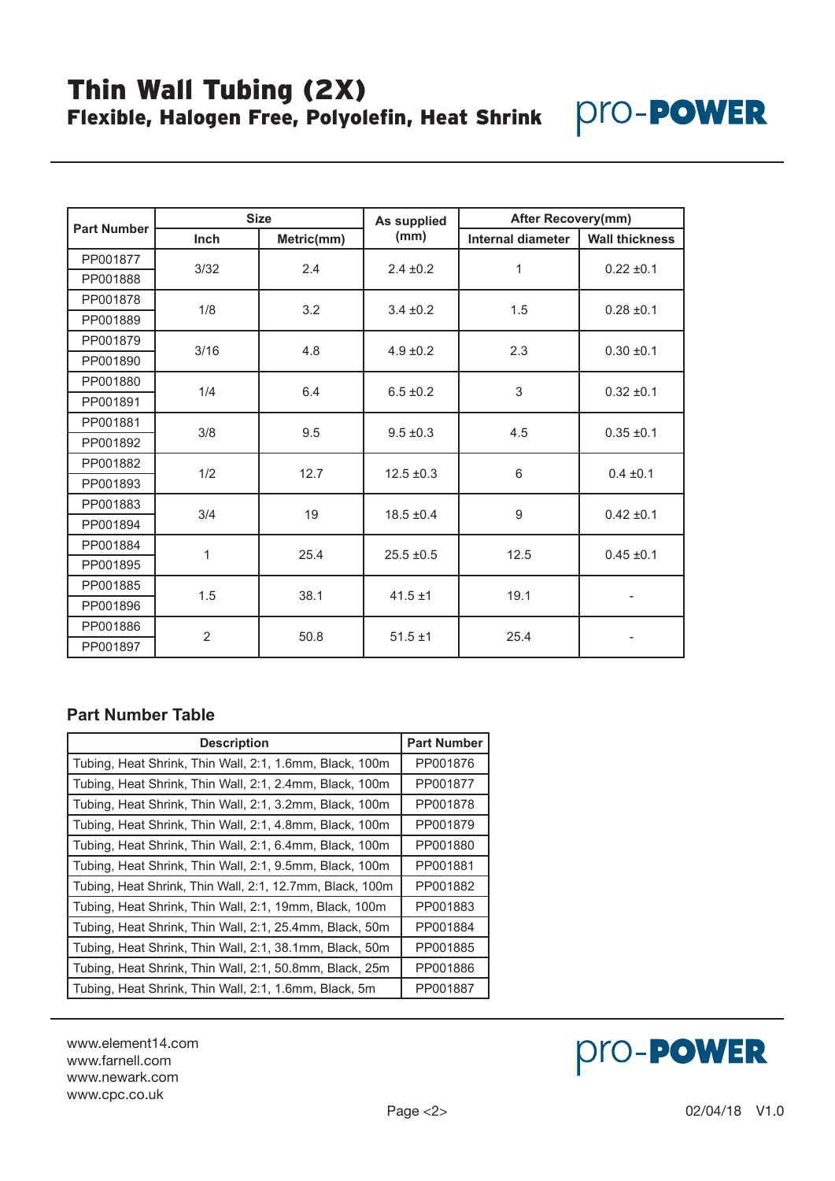# Thin Wall Tubing (2X)

## Flexible, Halogen Free, Polyolefin, Heat Shrink

pro-POWER

| Part Number | Size | | As supplied (mm) | After Recovery(mm) | |
|---|---|---|---|---|---|
| | Inch | Metric(mm) | | Internal diameter | Wall thickness |
| PP001877 | 3/32 | 2.4 | 2.4 ±0.2 | 1 | 0.22 ±0.1 |
| PP001888 | | | | | |
| PP001878 | 1/8 | 3.2 | 3.4 ±0.2 | 1.5 | 0.28 ±0.1 |
| PP001889 | | | | | |
| PP001879 | 3/16 | 4.8 | 4.9 ±0.2 | 2.3 | 0.30 ±0.1 |
| PP001890 | | | | | |
| PP001880 | 1/4 | 6.4 | 6.5 ±0.2 | 3 | 0.32 ±0.1 |
| PP001891 | | | | | |
| PP001881 | 3/8 | 9.5 | 9.5 ±0.3 | 4.5 | 0.35 ±0.1 |
| PP001892 | | | | | |
| PP001882 | 1/2 | 12.7 | 12.5 ±0.3 | 6 | 0.4 ±0.1 |
| PP001893 | | | | | |
| PP001883 | 3/4 | 19 | 18.5 ±0.4 | 9 | 0.42 ±0.1 |
| PP001894 | | | | | |
| PP001884 | 1 | 25.4 | 25.5 ±0.5 | 12.5 | 0.45 ±0.1 |
| PP001895 | | | | | |
| PP001885 | 1.5 | 38.1 | 41.5 ±1 | 19.1 | - |
| PP001896 | | | | | |
| PP001886 | 2 | 50.8 | 51.5 ±1 | 25.4 | - |
| PP001897 | | | | | |

### Part Number Table

| Description | Part Number |
|---|---|
| Tubing, Heat Shrink, Thin Wall, 2:1, 1.6mm, Black, 100m | PP001876 |
| Tubing, Heat Shrink, Thin Wall, 2:1, 2.4mm, Black, 100m | PP001877 |
| Tubing, Heat Shrink, Thin Wall, 2:1, 3.2mm, Black, 100m | PP001878 |
| Tubing, Heat Shrink, Thin Wall, 2:1, 4.8mm, Black, 100m | PP001879 |
| Tubing, Heat Shrink, Thin Wall, 2:1, 6.4mm, Black, 100m | PP001880 |
| Tubing, Heat Shrink, Thin Wall, 2:1, 9.5mm, Black, 100m | PP001881 |
| Tubing, Heat Shrink, Thin Wall, 2:1, 12.7mm, Black, 100m | PP001882 |
| Tubing, Heat Shrink, Thin Wall, 2:1, 19mm, Black, 100m | PP001883 |
| Tubing, Heat Shrink, Thin Wall, 2:1, 25.4mm, Black, 50m | PP001884 |
| Tubing, Heat Shrink, Thin Wall, 2:1, 38.1mm, Black, 50m | PP001885 |
| Tubing, Heat Shrink, Thin Wall, 2:1, 50.8mm, Black, 25m | PP001886 |
| Tubing, Heat Shrink, Thin Wall, 2:1, 1.6mm, Black, 5m | PP001887 |

www.element14.com
www.farnell.com
www.newark.com
www.cpc.co.uk

pro-POWER

02/04/18 V1.0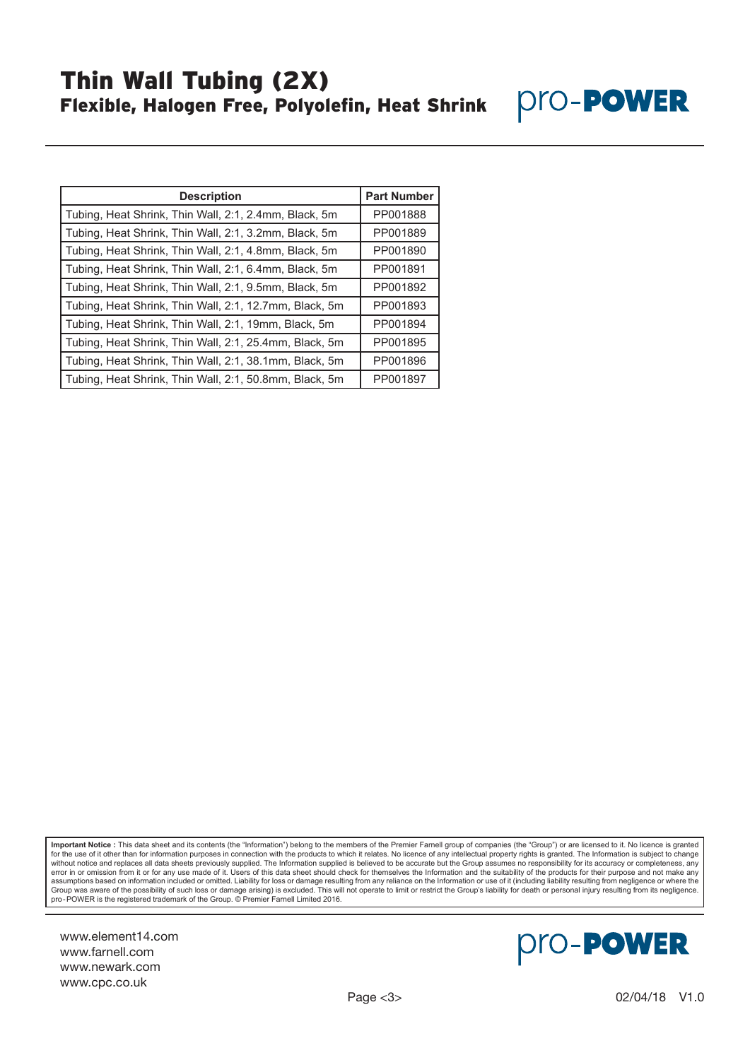# Thin Wall Tubing (2X)

## Flexible, Halogen Free, Polyolefin, Heat Shrink

| Description | Part Number |
|---|---|
| Tubing, Heat Shrink, Thin Wall, 2:1, 2.4mm, Black, 5m | PP001888 |
| Tubing, Heat Shrink, Thin Wall, 2:1, 3.2mm, Black, 5m | PP001889 |
| Tubing, Heat Shrink, Thin Wall, 2:1, 4.8mm, Black, 5m | PP001890 |
| Tubing, Heat Shrink, Thin Wall, 2:1, 6.4mm, Black, 5m | PP001891 |
| Tubing, Heat Shrink, Thin Wall, 2:1, 9.5mm, Black, 5m | PP001892 |
| Tubing, Heat Shrink, Thin Wall, 2:1, 12.7mm, Black, 5m | PP001893 |
| Tubing, Heat Shrink, Thin Wall, 2:1, 19mm, Black, 5m | PP001894 |
| Tubing, Heat Shrink, Thin Wall, 2:1, 25.4mm, Black, 5m | PP001895 |
| Tubing, Heat Shrink, Thin Wall, 2:1, 38.1mm, Black, 5m | PP001896 |
| Tubing, Heat Shrink, Thin Wall, 2:1, 50.8mm, Black, 5m | PP001897 |

**Important Notice :** This data sheet and its contents (the "Information") belong to the members of the Premier Farnell group of companies (the "Group") or are licensed to it. No licence is granted for the use of it other than for information purposes in connection with the products to which it relates. No licence of any intellectual property rights is granted. The Information is subject to change without notice and replaces all data sheets previously supplied. The Information supplied is believed to be accurate but the Group assumes no responsibility for its accuracy or completeness, any error in or omission from it or for any use made of it. Users of this data sheet should check for themselves the Information and the suitability of the products for their purpose and not make any assumptions based on information included or omitted. Liability for loss or damage resulting from any reliance on the Information or use of it (including liability resulting from negligence or where the Group was aware of the possibility of such loss or damage arising) is excluded. This will not operate to limit or restrict the Group's liability for death or personal injury resulting from its negligence. pro-POWER is the registered trademark of the Group. © Premier Farnell Limited 2016.

www.element14.com
www.farnell.com
www.newark.com
www.cpc.co.uk

02/04/18 V1.0